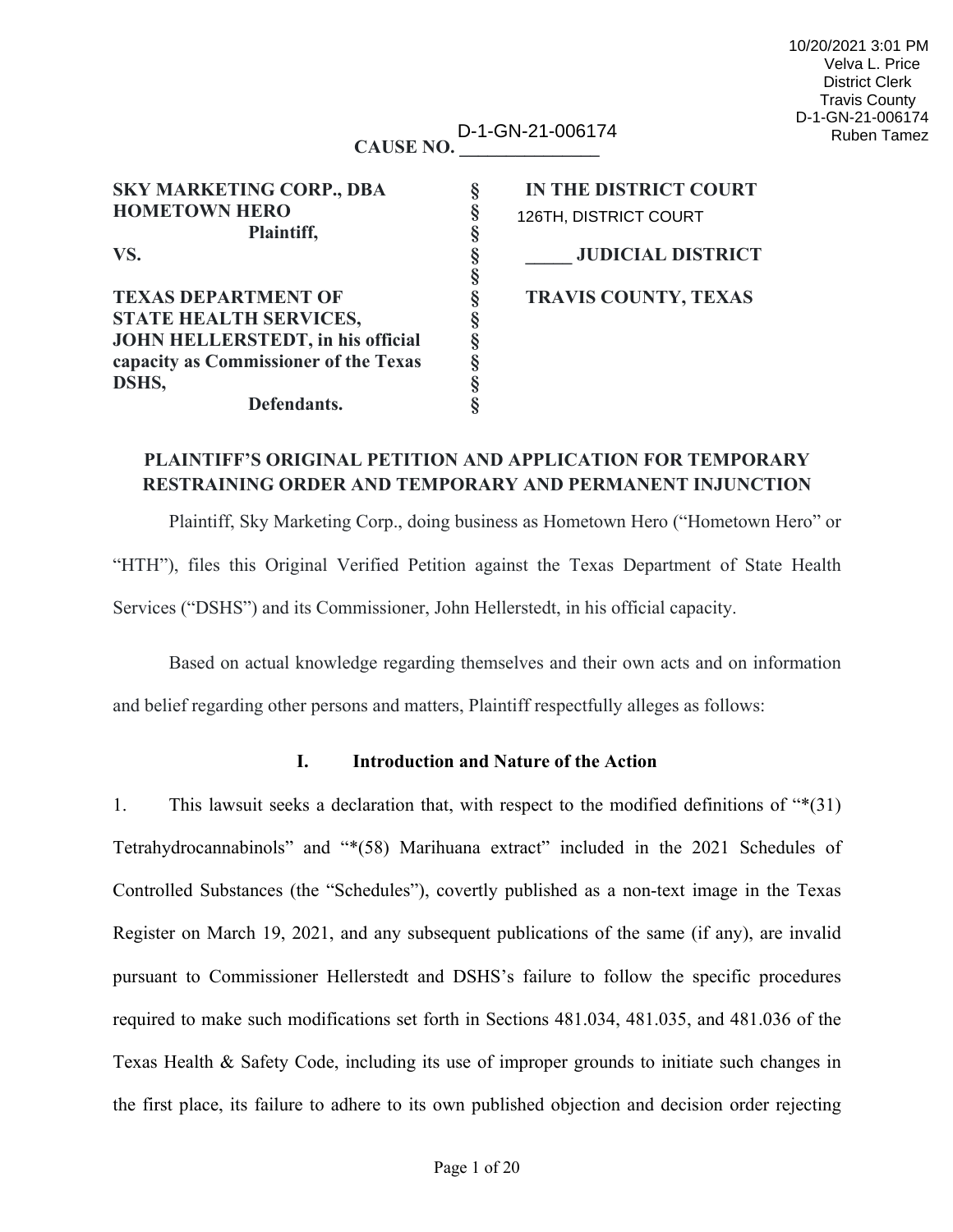10/20/2021 3:01 PM
Velva L. Price
District Clerk
Travis County
D-1-GN-21-006174
Ruben Tamez

**CAUSE NO.** D-1-GN-21-006174

| | | |
|---|---|---|
| **SKY MARKETING CORP., DBA HOMETOWN HERO** | § | **IN THE DISTRICT COURT** |
| **Plaintiff,** | § | 126TH, DISTRICT COURT |
| **VS.** | § | **_____ JUDICIAL DISTRICT** |
| | § | |
| **TEXAS DEPARTMENT OF STATE HEALTH SERVICES, JOHN HELLERSTEDT, in his official capacity as Commissioner of the Texas DSHS,** | § | **TRAVIS COUNTY, TEXAS** |
| **Defendants.** | § | |

**PLAINTIFF'S ORIGINAL PETITION AND APPLICATION FOR TEMPORARY RESTRAINING ORDER AND TEMPORARY AND PERMANENT INJUNCTION**

Plaintiff, Sky Marketing Corp., doing business as Hometown Hero ("Hometown Hero" or "HTH"), files this Original Verified Petition against the Texas Department of State Health Services ("DSHS") and its Commissioner, John Hellerstedt, in his official capacity.

Based on actual knowledge regarding themselves and their own acts and on information and belief regarding other persons and matters, Plaintiff respectfully alleges as follows:

## I. Introduction and Nature of the Action

1. This lawsuit seeks a declaration that, with respect to the modified definitions of "*(31) Tetrahydrocannabinols" and "*(58) Marihuana extract" included in the 2021 Schedules of Controlled Substances (the "Schedules"), covertly published as a non-text image in the Texas Register on March 19, 2021, and any subsequent publications of the same (if any), are invalid pursuant to Commissioner Hellerstedt and DSHS's failure to follow the specific procedures required to make such modifications set forth in Sections 481.034, 481.035, and 481.036 of the Texas Health & Safety Code, including its use of improper grounds to initiate such changes in the first place, its failure to adhere to its own published objection and decision order rejecting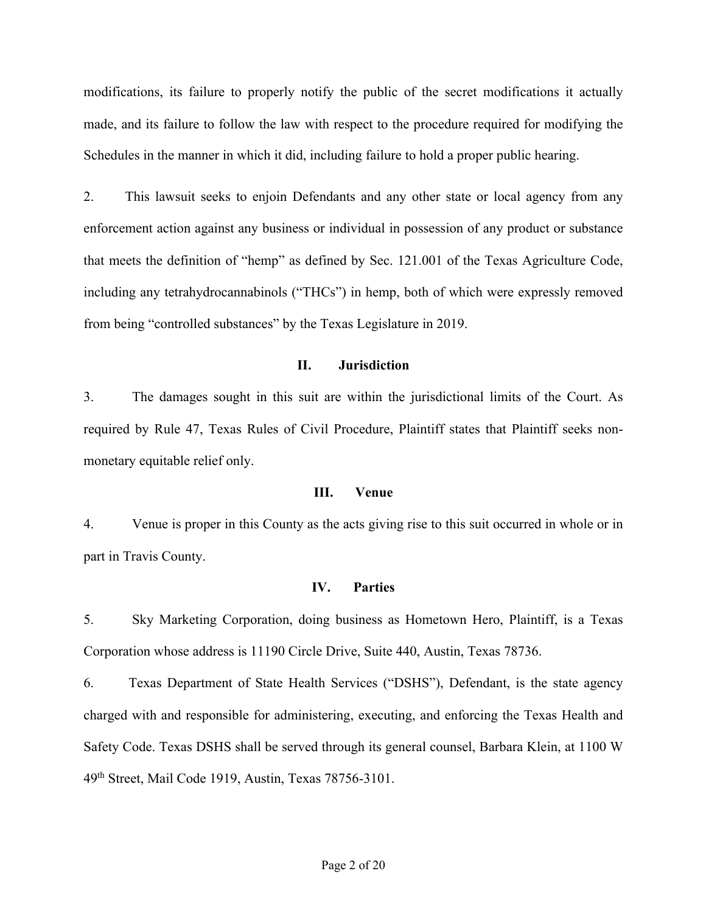modifications, its failure to properly notify the public of the secret modifications it actually made, and its failure to follow the law with respect to the procedure required for modifying the Schedules in the manner in which it did, including failure to hold a proper public hearing.

2. This lawsuit seeks to enjoin Defendants and any other state or local agency from any enforcement action against any business or individual in possession of any product or substance that meets the definition of "hemp" as defined by Sec. 121.001 of the Texas Agriculture Code, including any tetrahydrocannabinols ("THCs") in hemp, both of which were expressly removed from being "controlled substances" by the Texas Legislature in 2019.

## II. Jurisdiction

3. The damages sought in this suit are within the jurisdictional limits of the Court. As required by Rule 47, Texas Rules of Civil Procedure, Plaintiff states that Plaintiff seeks non-monetary equitable relief only.

## III. Venue

4. Venue is proper in this County as the acts giving rise to this suit occurred in whole or in part in Travis County.

## IV. Parties

5. Sky Marketing Corporation, doing business as Hometown Hero, Plaintiff, is a Texas Corporation whose address is 11190 Circle Drive, Suite 440, Austin, Texas 78736.

6. Texas Department of State Health Services ("DSHS"), Defendant, is the state agency charged with and responsible for administering, executing, and enforcing the Texas Health and Safety Code. Texas DSHS shall be served through its general counsel, Barbara Klein, at 1100 W 49th Street, Mail Code 1919, Austin, Texas 78756-3101.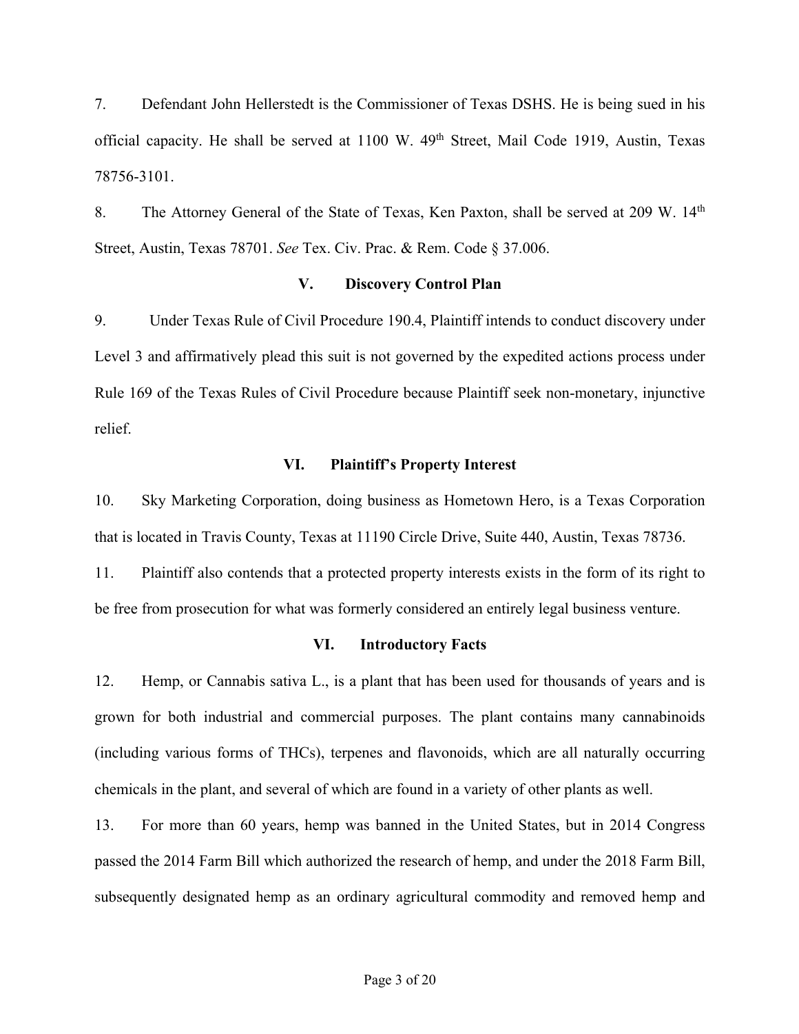7. Defendant John Hellerstedt is the Commissioner of Texas DSHS. He is being sued in his official capacity. He shall be served at 1100 W. 49th Street, Mail Code 1919, Austin, Texas 78756-3101.

8. The Attorney General of the State of Texas, Ken Paxton, shall be served at 209 W. 14th Street, Austin, Texas 78701. *See* Tex. Civ. Prac. & Rem. Code § 37.006.

## V. Discovery Control Plan

9. Under Texas Rule of Civil Procedure 190.4, Plaintiff intends to conduct discovery under Level 3 and affirmatively plead this suit is not governed by the expedited actions process under Rule 169 of the Texas Rules of Civil Procedure because Plaintiff seek non-monetary, injunctive relief.

## VI. Plaintiff's Property Interest

10. Sky Marketing Corporation, doing business as Hometown Hero, is a Texas Corporation that is located in Travis County, Texas at 11190 Circle Drive, Suite 440, Austin, Texas 78736.

11. Plaintiff also contends that a protected property interests exists in the form of its right to be free from prosecution for what was formerly considered an entirely legal business venture.

## VI. Introductory Facts

12. Hemp, or Cannabis sativa L., is a plant that has been used for thousands of years and is grown for both industrial and commercial purposes. The plant contains many cannabinoids (including various forms of THCs), terpenes and flavonoids, which are all naturally occurring chemicals in the plant, and several of which are found in a variety of other plants as well.

13. For more than 60 years, hemp was banned in the United States, but in 2014 Congress passed the 2014 Farm Bill which authorized the research of hemp, and under the 2018 Farm Bill, subsequently designated hemp as an ordinary agricultural commodity and removed hemp and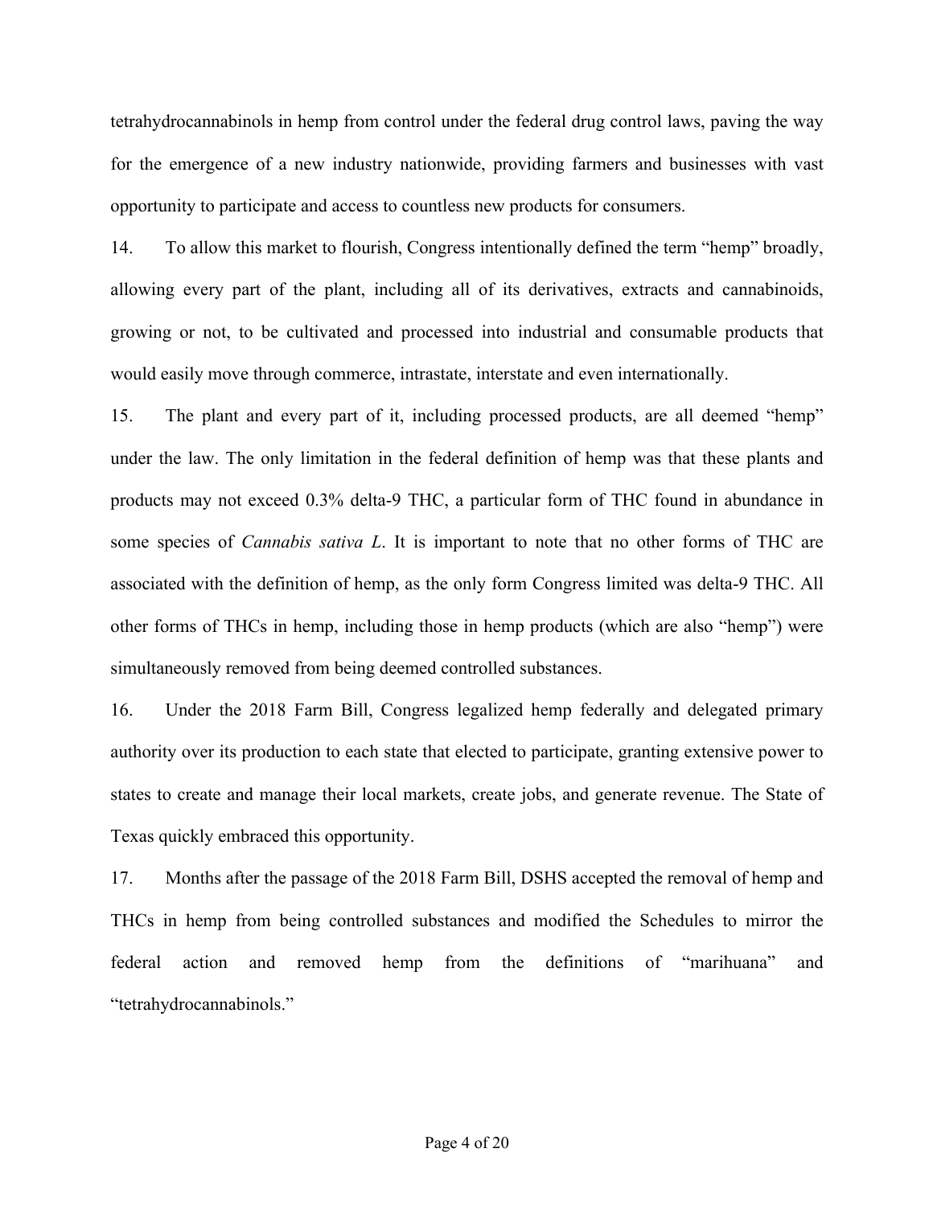tetrahydrocannabinols in hemp from control under the federal drug control laws, paving the way for the emergence of a new industry nationwide, providing farmers and businesses with vast opportunity to participate and access to countless new products for consumers.

14. To allow this market to flourish, Congress intentionally defined the term "hemp" broadly, allowing every part of the plant, including all of its derivatives, extracts and cannabinoids, growing or not, to be cultivated and processed into industrial and consumable products that would easily move through commerce, intrastate, interstate and even internationally.

15. The plant and every part of it, including processed products, are all deemed "hemp" under the law. The only limitation in the federal definition of hemp was that these plants and products may not exceed 0.3% delta-9 THC, a particular form of THC found in abundance in some species of *Cannabis sativa L*. It is important to note that no other forms of THC are associated with the definition of hemp, as the only form Congress limited was delta-9 THC. All other forms of THCs in hemp, including those in hemp products (which are also "hemp") were simultaneously removed from being deemed controlled substances.

16. Under the 2018 Farm Bill, Congress legalized hemp federally and delegated primary authority over its production to each state that elected to participate, granting extensive power to states to create and manage their local markets, create jobs, and generate revenue. The State of Texas quickly embraced this opportunity.

17. Months after the passage of the 2018 Farm Bill, DSHS accepted the removal of hemp and THCs in hemp from being controlled substances and modified the Schedules to mirror the federal action and removed hemp from the definitions of "marihuana" and "tetrahydrocannabinols."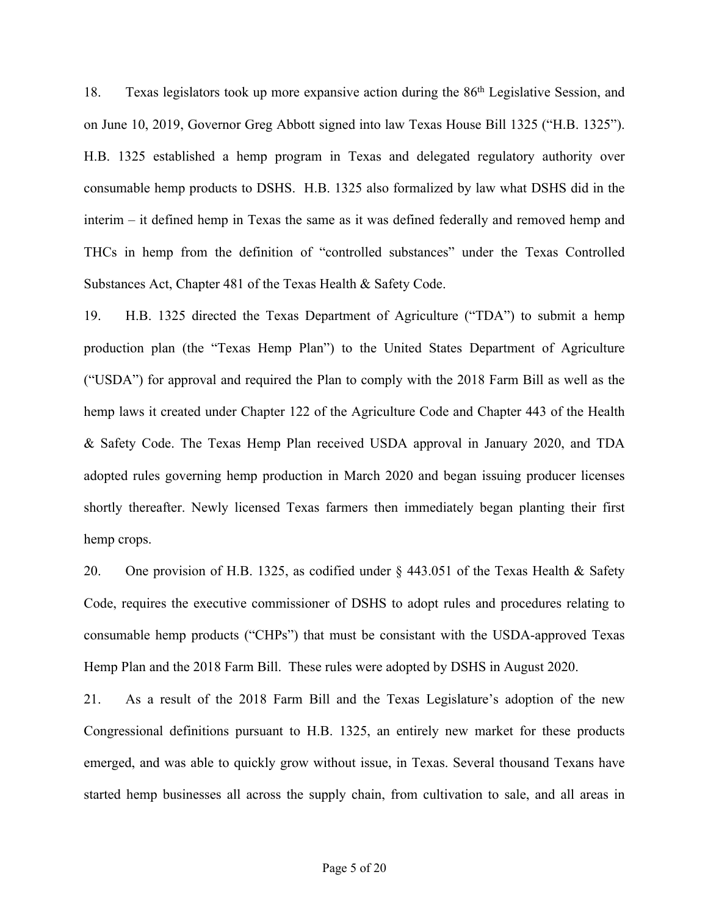18. Texas legislators took up more expansive action during the 86th Legislative Session, and on June 10, 2019, Governor Greg Abbott signed into law Texas House Bill 1325 ("H.B. 1325"). H.B. 1325 established a hemp program in Texas and delegated regulatory authority over consumable hemp products to DSHS. H.B. 1325 also formalized by law what DSHS did in the interim – it defined hemp in Texas the same as it was defined federally and removed hemp and THCs in hemp from the definition of "controlled substances" under the Texas Controlled Substances Act, Chapter 481 of the Texas Health & Safety Code.

19. H.B. 1325 directed the Texas Department of Agriculture ("TDA") to submit a hemp production plan (the "Texas Hemp Plan") to the United States Department of Agriculture ("USDA") for approval and required the Plan to comply with the 2018 Farm Bill as well as the hemp laws it created under Chapter 122 of the Agriculture Code and Chapter 443 of the Health & Safety Code. The Texas Hemp Plan received USDA approval in January 2020, and TDA adopted rules governing hemp production in March 2020 and began issuing producer licenses shortly thereafter. Newly licensed Texas farmers then immediately began planting their first hemp crops.

20. One provision of H.B. 1325, as codified under § 443.051 of the Texas Health & Safety Code, requires the executive commissioner of DSHS to adopt rules and procedures relating to consumable hemp products ("CHPs") that must be consistant with the USDA-approved Texas Hemp Plan and the 2018 Farm Bill. These rules were adopted by DSHS in August 2020.

21. As a result of the 2018 Farm Bill and the Texas Legislature's adoption of the new Congressional definitions pursuant to H.B. 1325, an entirely new market for these products emerged, and was able to quickly grow without issue, in Texas. Several thousand Texans have started hemp businesses all across the supply chain, from cultivation to sale, and all areas in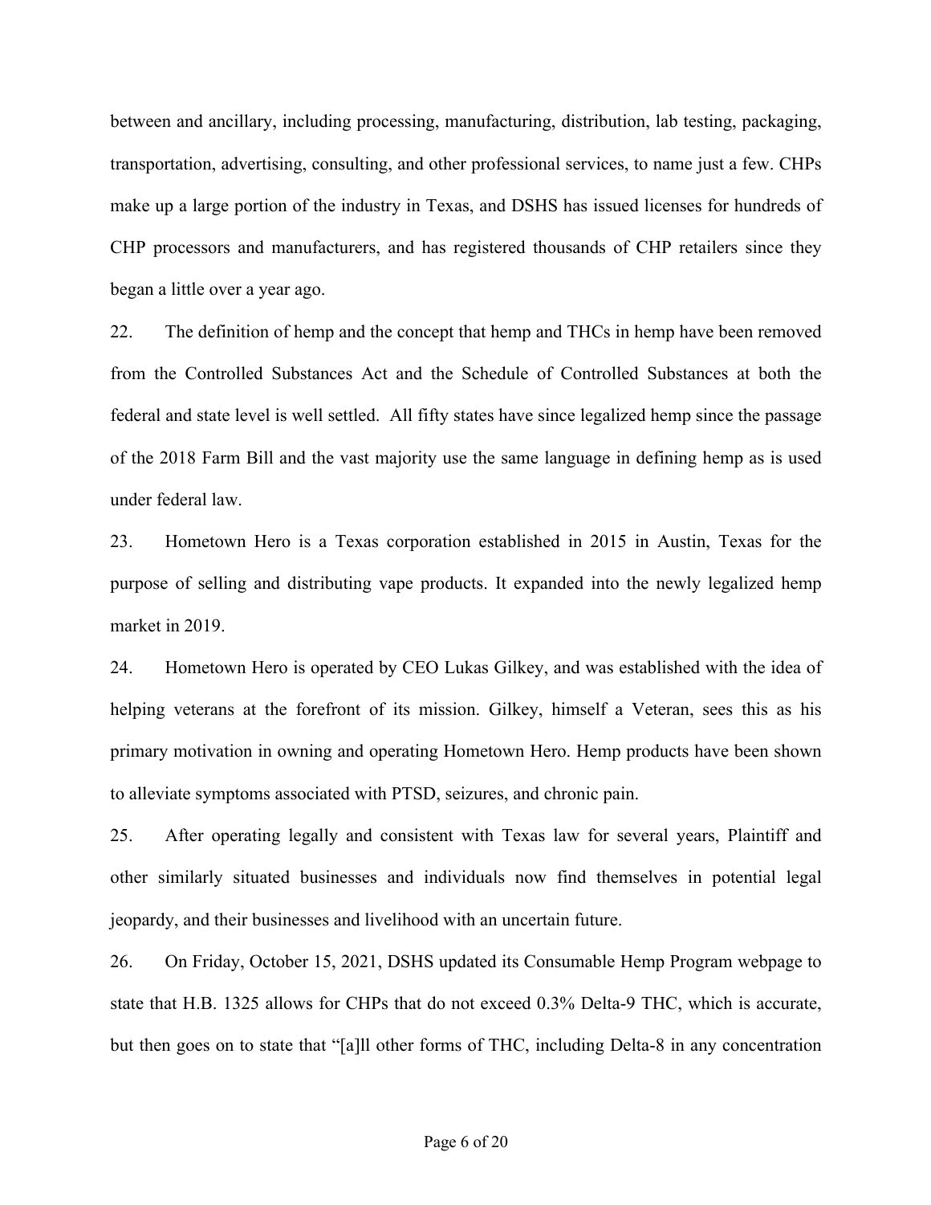between and ancillary, including processing, manufacturing, distribution, lab testing, packaging, transportation, advertising, consulting, and other professional services, to name just a few. CHPs make up a large portion of the industry in Texas, and DSHS has issued licenses for hundreds of CHP processors and manufacturers, and has registered thousands of CHP retailers since they began a little over a year ago.

22. The definition of hemp and the concept that hemp and THCs in hemp have been removed from the Controlled Substances Act and the Schedule of Controlled Substances at both the federal and state level is well settled. All fifty states have since legalized hemp since the passage of the 2018 Farm Bill and the vast majority use the same language in defining hemp as is used under federal law.

23. Hometown Hero is a Texas corporation established in 2015 in Austin, Texas for the purpose of selling and distributing vape products. It expanded into the newly legalized hemp market in 2019.

24. Hometown Hero is operated by CEO Lukas Gilkey, and was established with the idea of helping veterans at the forefront of its mission. Gilkey, himself a Veteran, sees this as his primary motivation in owning and operating Hometown Hero. Hemp products have been shown to alleviate symptoms associated with PTSD, seizures, and chronic pain.

25. After operating legally and consistent with Texas law for several years, Plaintiff and other similarly situated businesses and individuals now find themselves in potential legal jeopardy, and their businesses and livelihood with an uncertain future.

26. On Friday, October 15, 2021, DSHS updated its Consumable Hemp Program webpage to state that H.B. 1325 allows for CHPs that do not exceed 0.3% Delta-9 THC, which is accurate, but then goes on to state that "[a]ll other forms of THC, including Delta-8 in any concentration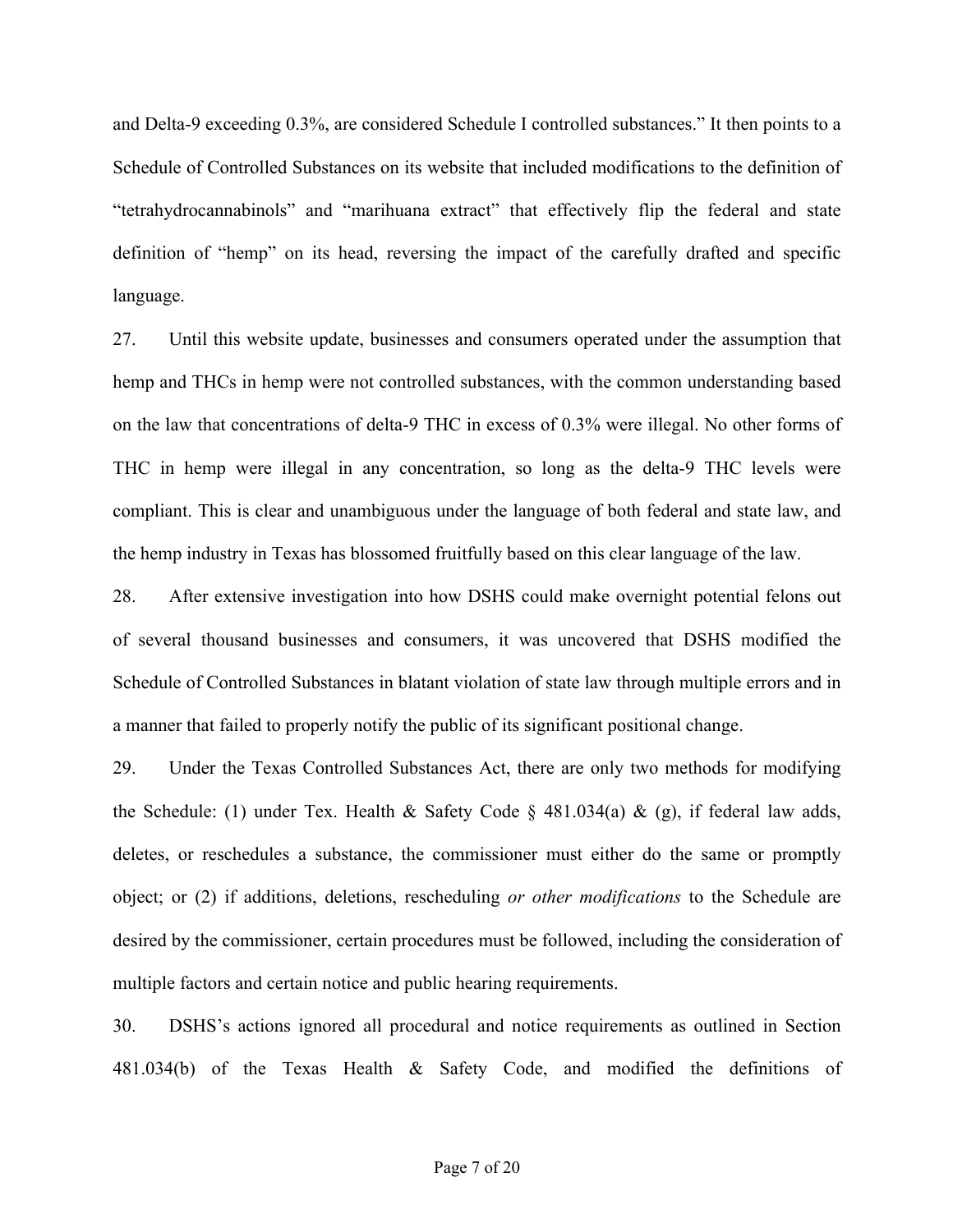and Delta-9 exceeding 0.3%, are considered Schedule I controlled substances." It then points to a Schedule of Controlled Substances on its website that included modifications to the definition of "tetrahydrocannabinols" and "marihuana extract" that effectively flip the federal and state definition of "hemp" on its head, reversing the impact of the carefully drafted and specific language.

27. Until this website update, businesses and consumers operated under the assumption that hemp and THCs in hemp were not controlled substances, with the common understanding based on the law that concentrations of delta-9 THC in excess of 0.3% were illegal. No other forms of THC in hemp were illegal in any concentration, so long as the delta-9 THC levels were compliant. This is clear and unambiguous under the language of both federal and state law, and the hemp industry in Texas has blossomed fruitfully based on this clear language of the law.

28. After extensive investigation into how DSHS could make overnight potential felons out of several thousand businesses and consumers, it was uncovered that DSHS modified the Schedule of Controlled Substances in blatant violation of state law through multiple errors and in a manner that failed to properly notify the public of its significant positional change.

29. Under the Texas Controlled Substances Act, there are only two methods for modifying the Schedule: (1) under Tex. Health & Safety Code § 481.034(a) & (g), if federal law adds, deletes, or reschedules a substance, the commissioner must either do the same or promptly object; or (2) if additions, deletions, rescheduling *or other modifications* to the Schedule are desired by the commissioner, certain procedures must be followed, including the consideration of multiple factors and certain notice and public hearing requirements.

30. DSHS's actions ignored all procedural and notice requirements as outlined in Section 481.034(b) of the Texas Health & Safety Code, and modified the definitions of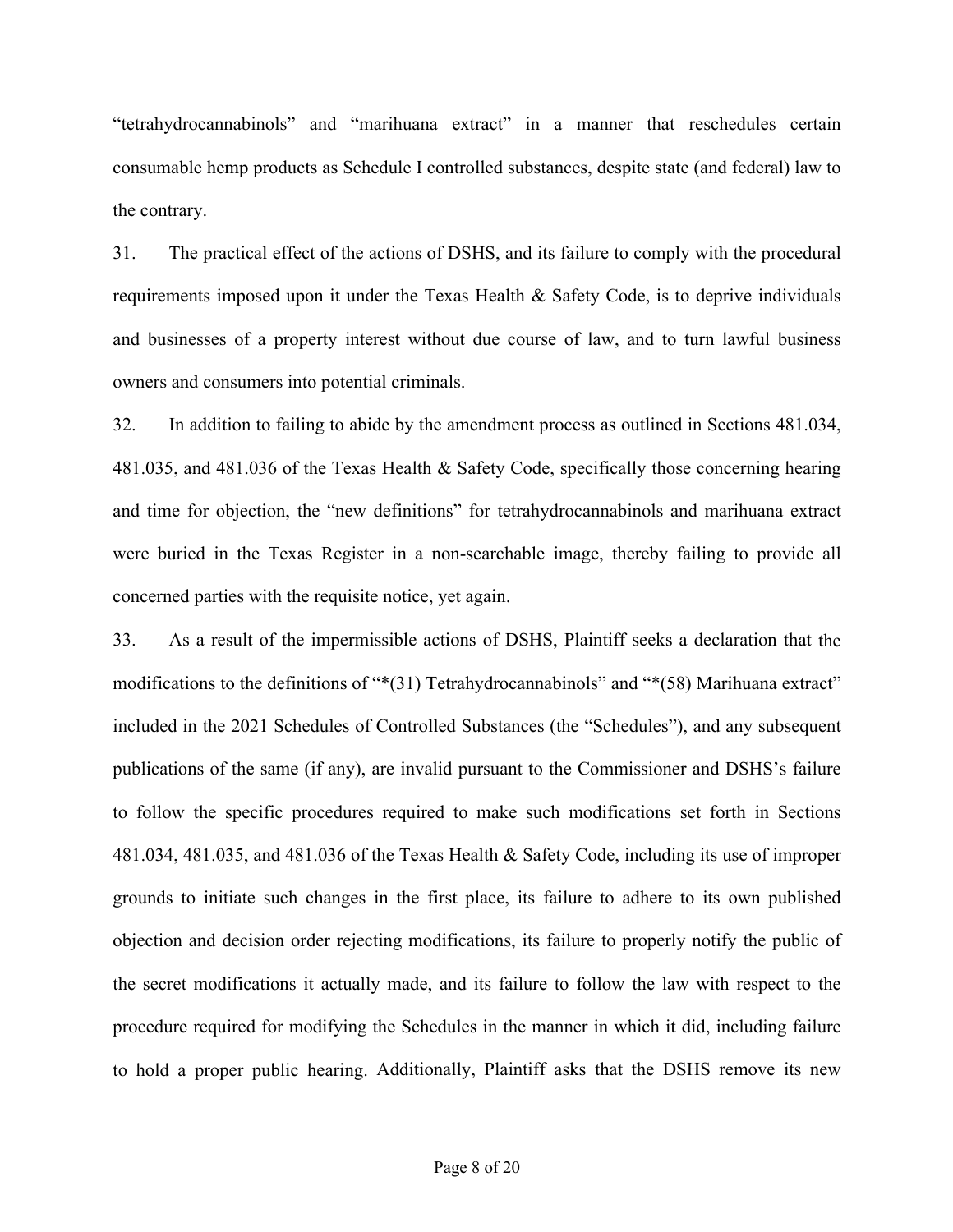"tetrahydrocannabinols" and "marihuana extract" in a manner that reschedules certain consumable hemp products as Schedule I controlled substances, despite state (and federal) law to the contrary.

31. The practical effect of the actions of DSHS, and its failure to comply with the procedural requirements imposed upon it under the Texas Health & Safety Code, is to deprive individuals and businesses of a property interest without due course of law, and to turn lawful business owners and consumers into potential criminals.

32. In addition to failing to abide by the amendment process as outlined in Sections 481.034, 481.035, and 481.036 of the Texas Health & Safety Code, specifically those concerning hearing and time for objection, the "new definitions" for tetrahydrocannabinols and marihuana extract were buried in the Texas Register in a non-searchable image, thereby failing to provide all concerned parties with the requisite notice, yet again.

33. As a result of the impermissible actions of DSHS, Plaintiff seeks a declaration that the modifications to the definitions of "*(31) Tetrahydrocannabinols" and "*(58) Marihuana extract" included in the 2021 Schedules of Controlled Substances (the "Schedules"), and any subsequent publications of the same (if any), are invalid pursuant to the Commissioner and DSHS's failure to follow the specific procedures required to make such modifications set forth in Sections 481.034, 481.035, and 481.036 of the Texas Health & Safety Code, including its use of improper grounds to initiate such changes in the first place, its failure to adhere to its own published objection and decision order rejecting modifications, its failure to properly notify the public of the secret modifications it actually made, and its failure to follow the law with respect to the procedure required for modifying the Schedules in the manner in which it did, including failure to hold a proper public hearing. Additionally, Plaintiff asks that the DSHS remove its new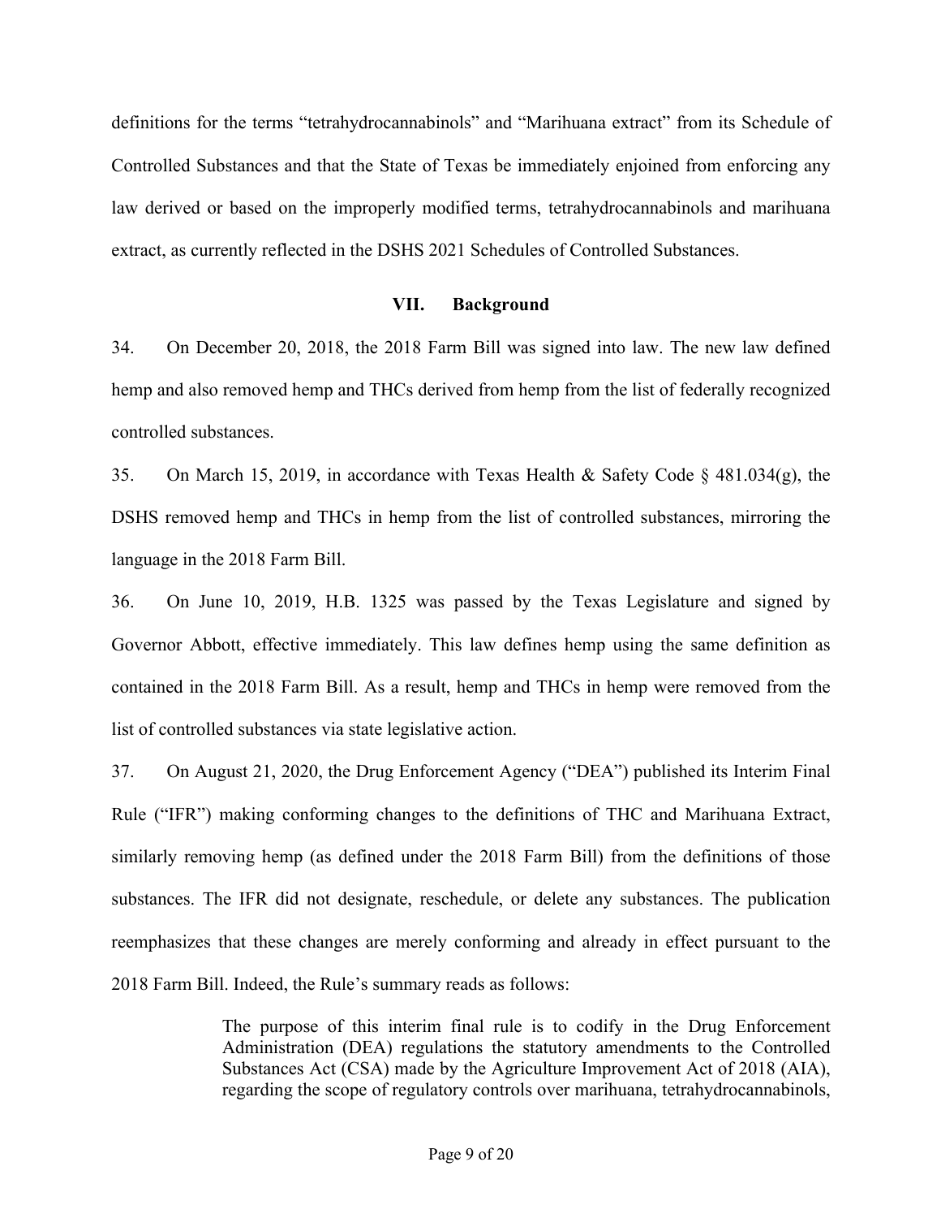definitions for the terms "tetrahydrocannabinols" and "Marihuana extract" from its Schedule of Controlled Substances and that the State of Texas be immediately enjoined from enforcing any law derived or based on the improperly modified terms, tetrahydrocannabinols and marihuana extract, as currently reflected in the DSHS 2021 Schedules of Controlled Substances.

## VII. Background

34. On December 20, 2018, the 2018 Farm Bill was signed into law. The new law defined hemp and also removed hemp and THCs derived from hemp from the list of federally recognized controlled substances.

35. On March 15, 2019, in accordance with Texas Health & Safety Code § 481.034(g), the DSHS removed hemp and THCs in hemp from the list of controlled substances, mirroring the language in the 2018 Farm Bill.

36. On June 10, 2019, H.B. 1325 was passed by the Texas Legislature and signed by Governor Abbott, effective immediately. This law defines hemp using the same definition as contained in the 2018 Farm Bill. As a result, hemp and THCs in hemp were removed from the list of controlled substances via state legislative action.

37. On August 21, 2020, the Drug Enforcement Agency ("DEA") published its Interim Final Rule ("IFR") making conforming changes to the definitions of THC and Marihuana Extract, similarly removing hemp (as defined under the 2018 Farm Bill) from the definitions of those substances. The IFR did not designate, reschedule, or delete any substances. The publication reemphasizes that these changes are merely conforming and already in effect pursuant to the 2018 Farm Bill. Indeed, the Rule's summary reads as follows:

> The purpose of this interim final rule is to codify in the Drug Enforcement Administration (DEA) regulations the statutory amendments to the Controlled Substances Act (CSA) made by the Agriculture Improvement Act of 2018 (AIA), regarding the scope of regulatory controls over marihuana, tetrahydrocannabinols,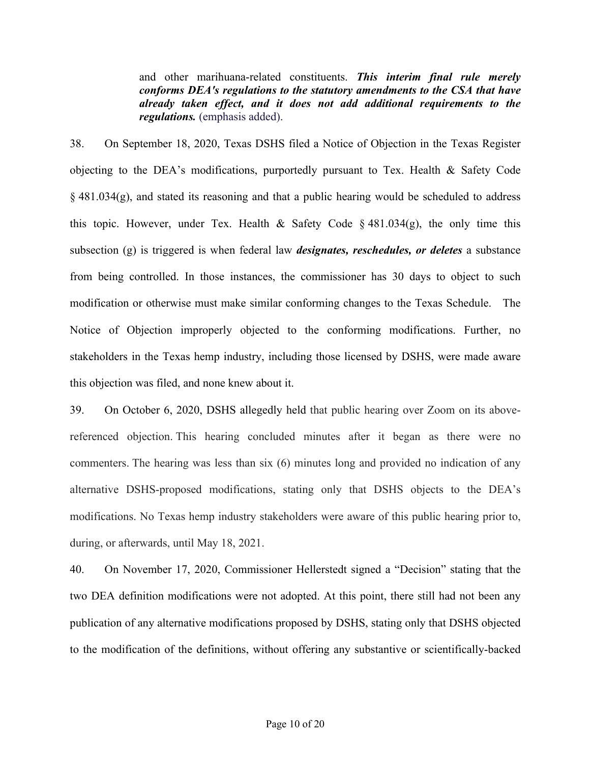> and other marihuana-related constituents. ***This interim final rule merely conforms DEA's regulations to the statutory amendments to the CSA that have already taken effect, and it does not add additional requirements to the regulations.*** (emphasis added).

38. On September 18, 2020, Texas DSHS filed a Notice of Objection in the Texas Register objecting to the DEA's modifications, purportedly pursuant to Tex. Health & Safety Code § 481.034(g), and stated its reasoning and that a public hearing would be scheduled to address this topic. However, under Tex. Health & Safety Code § 481.034(g), the only time this subsection (g) is triggered is when federal law ***designates, reschedules, or deletes*** a substance from being controlled. In those instances, the commissioner has 30 days to object to such modification or otherwise must make similar conforming changes to the Texas Schedule. The Notice of Objection improperly objected to the conforming modifications. Further, no stakeholders in the Texas hemp industry, including those licensed by DSHS, were made aware this objection was filed, and none knew about it.

39. On October 6, 2020, DSHS allegedly held that public hearing over Zoom on its above-referenced objection. This hearing concluded minutes after it began as there were no commenters. The hearing was less than six (6) minutes long and provided no indication of any alternative DSHS-proposed modifications, stating only that DSHS objects to the DEA's modifications. No Texas hemp industry stakeholders were aware of this public hearing prior to, during, or afterwards, until May 18, 2021.

40. On November 17, 2020, Commissioner Hellerstedt signed a "Decision" stating that the two DEA definition modifications were not adopted. At this point, there still had not been any publication of any alternative modifications proposed by DSHS, stating only that DSHS objected to the modification of the definitions, without offering any substantive or scientifically-backed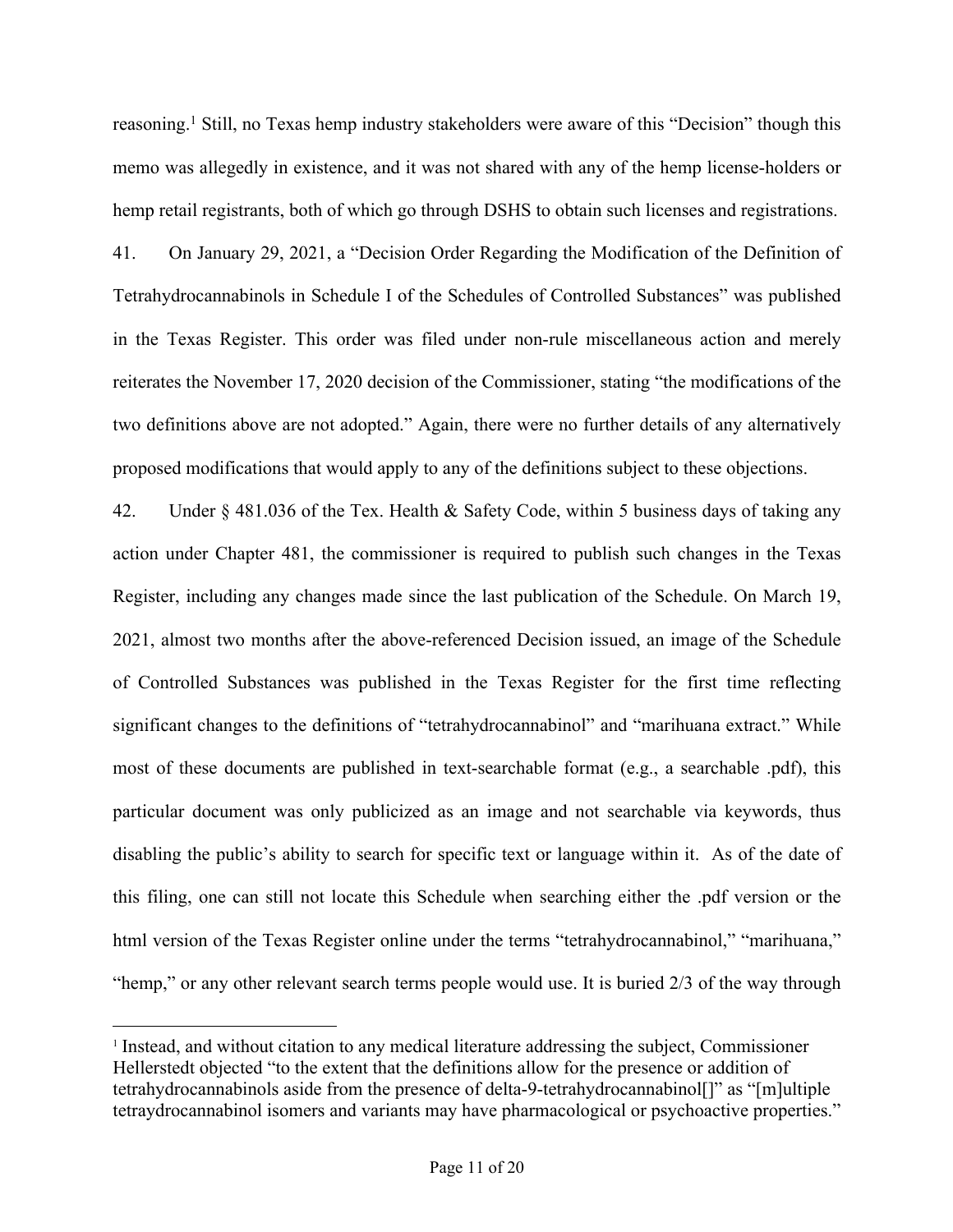reasoning.[1] Still, no Texas hemp industry stakeholders were aware of this "Decision" though this memo was allegedly in existence, and it was not shared with any of the hemp license-holders or hemp retail registrants, both of which go through DSHS to obtain such licenses and registrations.

41. On January 29, 2021, a "Decision Order Regarding the Modification of the Definition of Tetrahydrocannabinols in Schedule I of the Schedules of Controlled Substances" was published in the Texas Register. This order was filed under non-rule miscellaneous action and merely reiterates the November 17, 2020 decision of the Commissioner, stating "the modifications of the two definitions above are not adopted." Again, there were no further details of any alternatively proposed modifications that would apply to any of the definitions subject to these objections.

42. Under § 481.036 of the Tex. Health & Safety Code, within 5 business days of taking any action under Chapter 481, the commissioner is required to publish such changes in the Texas Register, including any changes made since the last publication of the Schedule. On March 19, 2021, almost two months after the above-referenced Decision issued, an image of the Schedule of Controlled Substances was published in the Texas Register for the first time reflecting significant changes to the definitions of "tetrahydrocannabinol" and "marihuana extract." While most of these documents are published in text-searchable format (e.g., a searchable .pdf), this particular document was only publicized as an image and not searchable via keywords, thus disabling the public's ability to search for specific text or language within it. As of the date of this filing, one can still not locate this Schedule when searching either the .pdf version or the html version of the Texas Register online under the terms "tetrahydrocannabinol," "marihuana," "hemp," or any other relevant search terms people would use. It is buried 2/3 of the way through

---

[1] Instead, and without citation to any medical literature addressing the subject, Commissioner Hellerstedt objected "to the extent that the definitions allow for the presence or addition of tetrahydrocannabinols aside from the presence of delta-9-tetrahydrocannabinol[]" as "[m]ultiple tetraydrocannabinol isomers and variants may have pharmacological or psychoactive properties."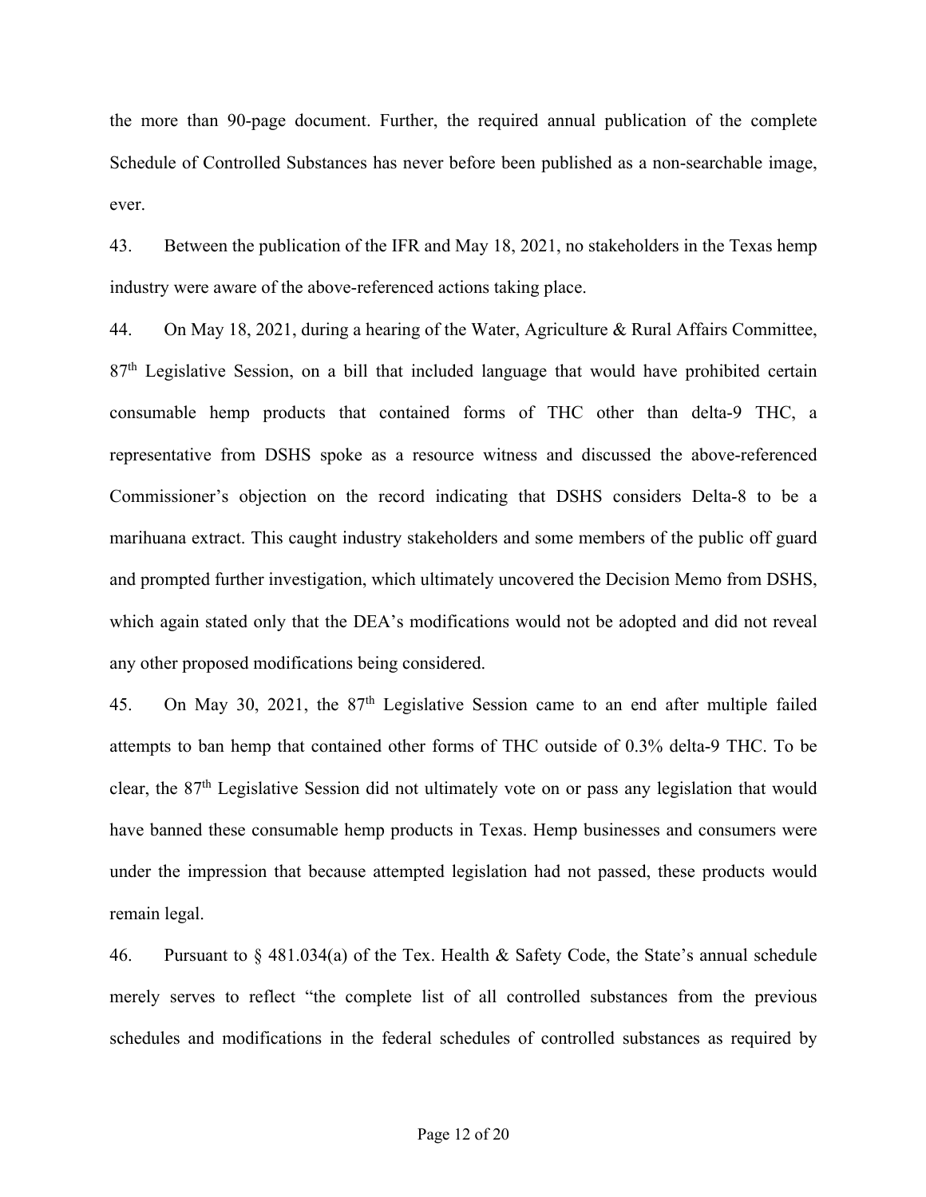the more than 90-page document. Further, the required annual publication of the complete Schedule of Controlled Substances has never before been published as a non-searchable image, ever.

43. Between the publication of the IFR and May 18, 2021, no stakeholders in the Texas hemp industry were aware of the above-referenced actions taking place.

44. On May 18, 2021, during a hearing of the Water, Agriculture & Rural Affairs Committee, 87th Legislative Session, on a bill that included language that would have prohibited certain consumable hemp products that contained forms of THC other than delta-9 THC, a representative from DSHS spoke as a resource witness and discussed the above-referenced Commissioner's objection on the record indicating that DSHS considers Delta-8 to be a marihuana extract. This caught industry stakeholders and some members of the public off guard and prompted further investigation, which ultimately uncovered the Decision Memo from DSHS, which again stated only that the DEA's modifications would not be adopted and did not reveal any other proposed modifications being considered.

45. On May 30, 2021, the 87th Legislative Session came to an end after multiple failed attempts to ban hemp that contained other forms of THC outside of 0.3% delta-9 THC. To be clear, the 87th Legislative Session did not ultimately vote on or pass any legislation that would have banned these consumable hemp products in Texas. Hemp businesses and consumers were under the impression that because attempted legislation had not passed, these products would remain legal.

46. Pursuant to § 481.034(a) of the Tex. Health & Safety Code, the State's annual schedule merely serves to reflect "the complete list of all controlled substances from the previous schedules and modifications in the federal schedules of controlled substances as required by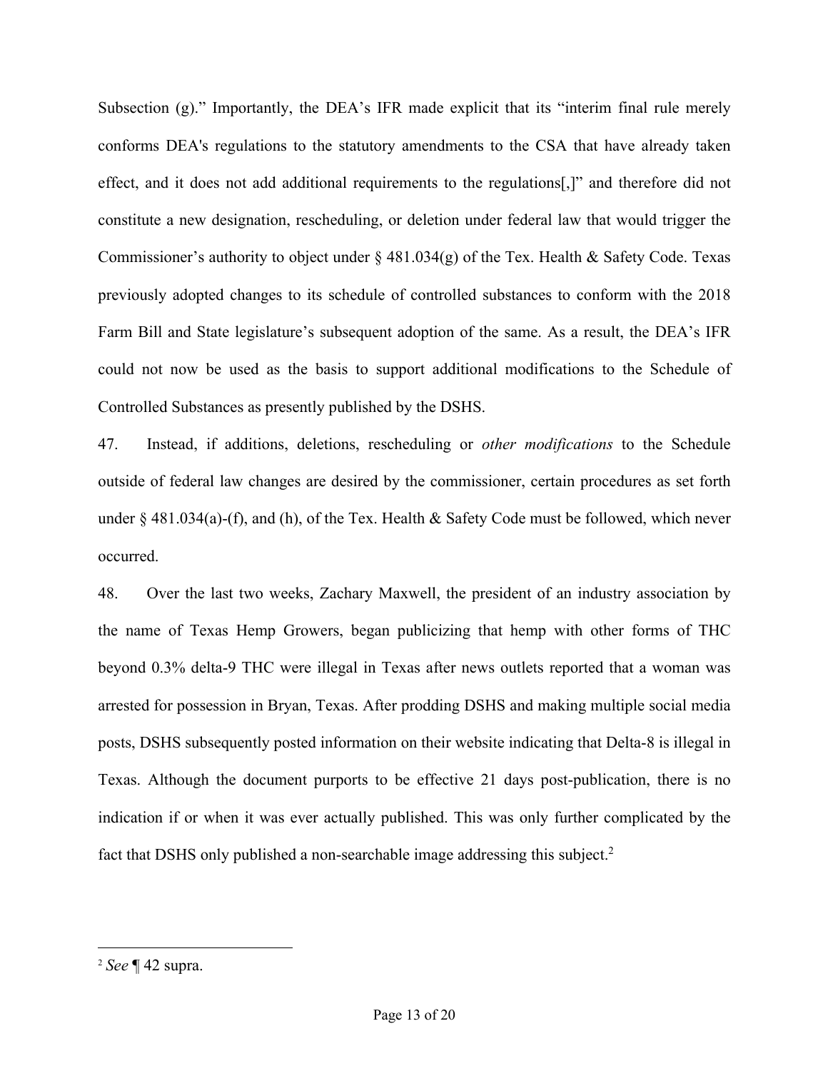Subsection (g)." Importantly, the DEA's IFR made explicit that its "interim final rule merely conforms DEA's regulations to the statutory amendments to the CSA that have already taken effect, and it does not add additional requirements to the regulations[,]" and therefore did not constitute a new designation, rescheduling, or deletion under federal law that would trigger the Commissioner's authority to object under § 481.034(g) of the Tex. Health & Safety Code. Texas previously adopted changes to its schedule of controlled substances to conform with the 2018 Farm Bill and State legislature's subsequent adoption of the same. As a result, the DEA's IFR could not now be used as the basis to support additional modifications to the Schedule of Controlled Substances as presently published by the DSHS.

47. Instead, if additions, deletions, rescheduling or *other modifications* to the Schedule outside of federal law changes are desired by the commissioner, certain procedures as set forth under § 481.034(a)-(f), and (h), of the Tex. Health & Safety Code must be followed, which never occurred.

48. Over the last two weeks, Zachary Maxwell, the president of an industry association by the name of Texas Hemp Growers, began publicizing that hemp with other forms of THC beyond 0.3% delta-9 THC were illegal in Texas after news outlets reported that a woman was arrested for possession in Bryan, Texas. After prodding DSHS and making multiple social media posts, DSHS subsequently posted information on their website indicating that Delta-8 is illegal in Texas. Although the document purports to be effective 21 days post-publication, there is no indication if or when it was ever actually published. This was only further complicated by the fact that DSHS only published a non-searchable image addressing this subject.[2]

---

[2] *See* ¶ 42 supra.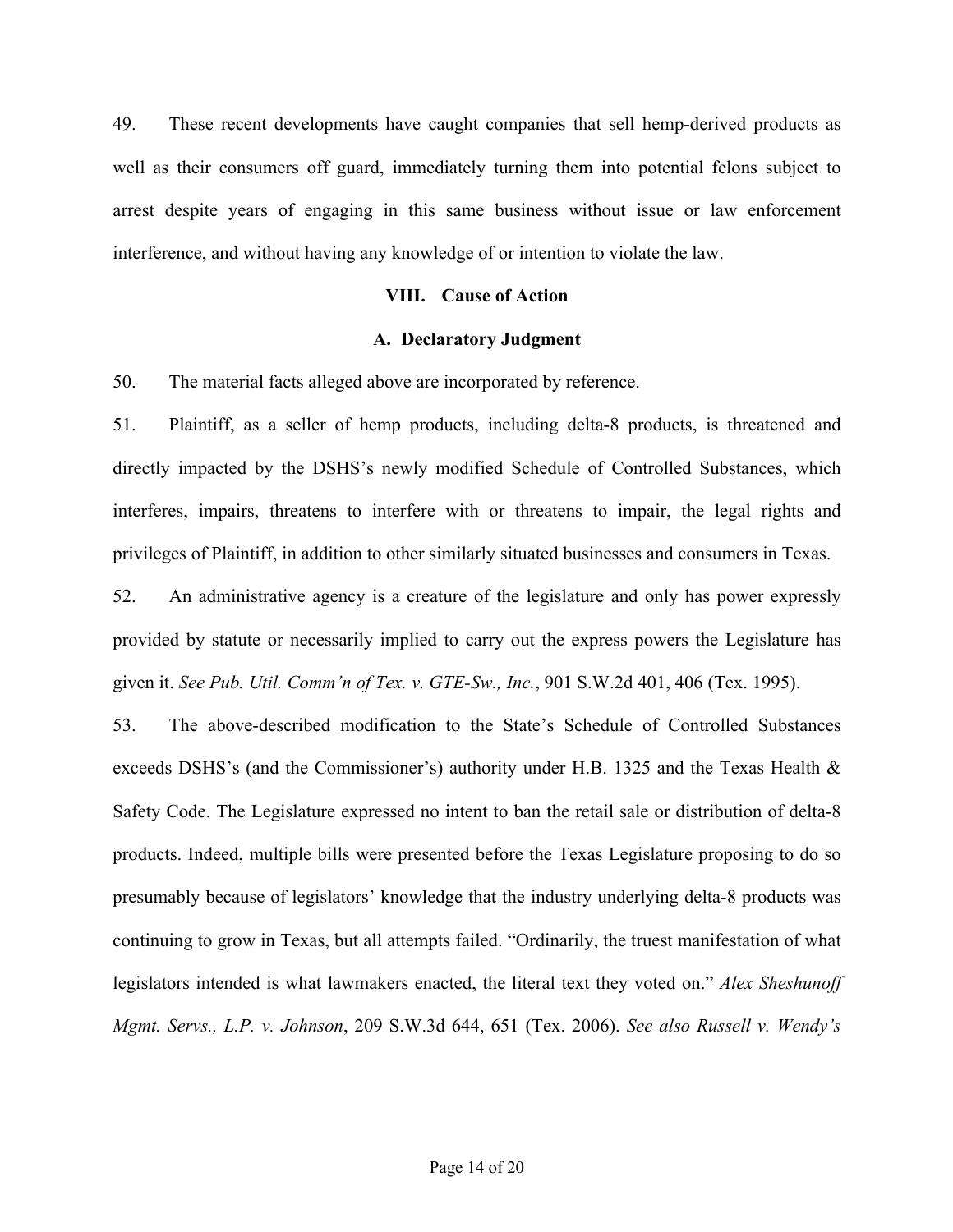49. These recent developments have caught companies that sell hemp-derived products as well as their consumers off guard, immediately turning them into potential felons subject to arrest despite years of engaging in this same business without issue or law enforcement interference, and without having any knowledge of or intention to violate the law.

## VIII. Cause of Action

### A. Declaratory Judgment

50. The material facts alleged above are incorporated by reference.

51. Plaintiff, as a seller of hemp products, including delta-8 products, is threatened and directly impacted by the DSHS's newly modified Schedule of Controlled Substances, which interferes, impairs, threatens to interfere with or threatens to impair, the legal rights and privileges of Plaintiff, in addition to other similarly situated businesses and consumers in Texas.

52. An administrative agency is a creature of the legislature and only has power expressly provided by statute or necessarily implied to carry out the express powers the Legislature has given it. *See Pub. Util. Comm'n of Tex. v. GTE-Sw., Inc.*, 901 S.W.2d 401, 406 (Tex. 1995).

53. The above-described modification to the State's Schedule of Controlled Substances exceeds DSHS's (and the Commissioner's) authority under H.B. 1325 and the Texas Health & Safety Code. The Legislature expressed no intent to ban the retail sale or distribution of delta-8 products. Indeed, multiple bills were presented before the Texas Legislature proposing to do so presumably because of legislators' knowledge that the industry underlying delta-8 products was continuing to grow in Texas, but all attempts failed. "Ordinarily, the truest manifestation of what legislators intended is what lawmakers enacted, the literal text they voted on." *Alex Sheshunoff Mgmt. Servs., L.P. v. Johnson*, 209 S.W.3d 644, 651 (Tex. 2006). *See also Russell v. Wendy's*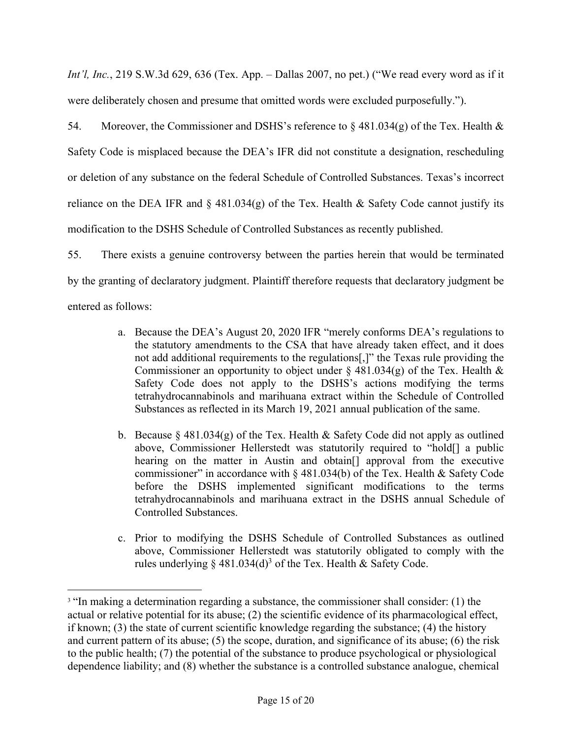*Int'l, Inc.*, 219 S.W.3d 629, 636 (Tex. App. – Dallas 2007, no pet.) ("We read every word as if it were deliberately chosen and presume that omitted words were excluded purposefully.").

54. Moreover, the Commissioner and DSHS's reference to § 481.034(g) of the Tex. Health & Safety Code is misplaced because the DEA's IFR did not constitute a designation, rescheduling or deletion of any substance on the federal Schedule of Controlled Substances. Texas's incorrect reliance on the DEA IFR and § 481.034(g) of the Tex. Health & Safety Code cannot justify its modification to the DSHS Schedule of Controlled Substances as recently published.

55. There exists a genuine controversy between the parties herein that would be terminated by the granting of declaratory judgment. Plaintiff therefore requests that declaratory judgment be entered as follows:

> a. Because the DEA's August 20, 2020 IFR "merely conforms DEA's regulations to the statutory amendments to the CSA that have already taken effect, and it does not add additional requirements to the regulations[,]" the Texas rule providing the Commissioner an opportunity to object under § 481.034(g) of the Tex. Health & Safety Code does not apply to the DSHS's actions modifying the terms tetrahydrocannabinols and marihuana extract within the Schedule of Controlled Substances as reflected in its March 19, 2021 annual publication of the same.
>
> b. Because § 481.034(g) of the Tex. Health & Safety Code did not apply as outlined above, Commissioner Hellerstedt was statutorily required to "hold[] a public hearing on the matter in Austin and obtain[] approval from the executive commissioner" in accordance with § 481.034(b) of the Tex. Health & Safety Code before the DSHS implemented significant modifications to the terms tetrahydrocannabinols and marihuana extract in the DSHS annual Schedule of Controlled Substances.
>
> c. Prior to modifying the DSHS Schedule of Controlled Substances as outlined above, Commissioner Hellerstedt was statutorily obligated to comply with the rules underlying § 481.034(d)[3] of the Tex. Health & Safety Code.

---

[3] "In making a determination regarding a substance, the commissioner shall consider: (1) the actual or relative potential for its abuse; (2) the scientific evidence of its pharmacological effect, if known; (3) the state of current scientific knowledge regarding the substance; (4) the history and current pattern of its abuse; (5) the scope, duration, and significance of its abuse; (6) the risk to the public health; (7) the potential of the substance to produce psychological or physiological dependence liability; and (8) whether the substance is a controlled substance analogue, chemical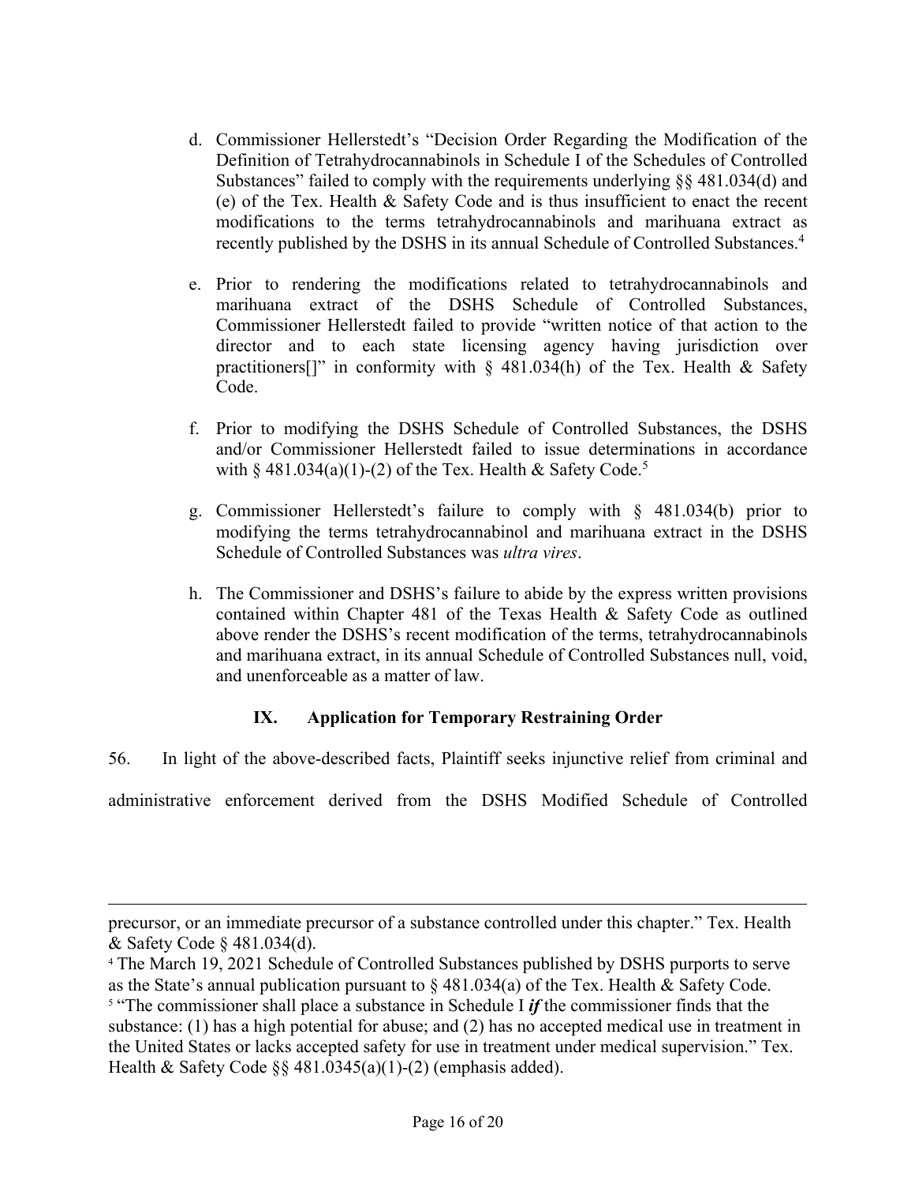d. Commissioner Hellerstedt's "Decision Order Regarding the Modification of the Definition of Tetrahydrocannabinols in Schedule I of the Schedules of Controlled Substances" failed to comply with the requirements underlying §§ 481.034(d) and (e) of the Tex. Health & Safety Code and is thus insufficient to enact the recent modifications to the terms tetrahydrocannabinols and marihuana extract as recently published by the DSHS in its annual Schedule of Controlled Substances.[4]

e. Prior to rendering the modifications related to tetrahydrocannabinols and marihuana extract of the DSHS Schedule of Controlled Substances, Commissioner Hellerstedt failed to provide "written notice of that action to the director and to each state licensing agency having jurisdiction over practitioners[]" in conformity with § 481.034(h) of the Tex. Health & Safety Code.

f. Prior to modifying the DSHS Schedule of Controlled Substances, the DSHS and/or Commissioner Hellerstedt failed to issue determinations in accordance with § 481.034(a)(1)-(2) of the Tex. Health & Safety Code.[5]

g. Commissioner Hellerstedt's failure to comply with § 481.034(b) prior to modifying the terms tetrahydrocannabinol and marihuana extract in the DSHS Schedule of Controlled Substances was *ultra vires*.

h. The Commissioner and DSHS's failure to abide by the express written provisions contained within Chapter 481 of the Texas Health & Safety Code as outlined above render the DSHS's recent modification of the terms, tetrahydrocannabinols and marihuana extract, in its annual Schedule of Controlled Substances null, void, and unenforceable as a matter of law.

## IX. Application for Temporary Restraining Order

56. In light of the above-described facts, Plaintiff seeks injunctive relief from criminal and administrative enforcement derived from the DSHS Modified Schedule of Controlled

---

precursor, or an immediate precursor of a substance controlled under this chapter." Tex. Health & Safety Code § 481.034(d).

[4] The March 19, 2021 Schedule of Controlled Substances published by DSHS purports to serve as the State's annual publication pursuant to § 481.034(a) of the Tex. Health & Safety Code.

[5] "The commissioner shall place a substance in Schedule I ***if*** the commissioner finds that the substance: (1) has a high potential for abuse; and (2) has no accepted medical use in treatment in the United States or lacks accepted safety for use in treatment under medical supervision." Tex. Health & Safety Code §§ 481.0345(a)(1)-(2) (emphasis added).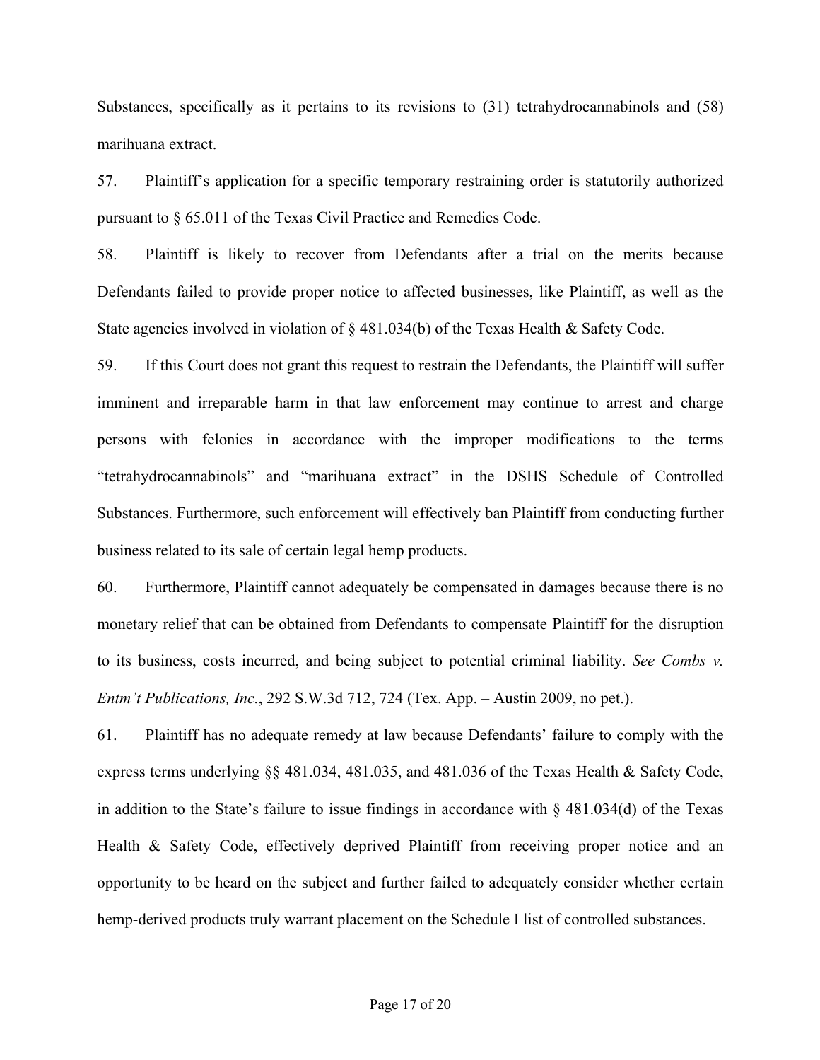Substances, specifically as it pertains to its revisions to (31) tetrahydrocannabinols and (58) marihuana extract.

57. Plaintiff's application for a specific temporary restraining order is statutorily authorized pursuant to § 65.011 of the Texas Civil Practice and Remedies Code.

58. Plaintiff is likely to recover from Defendants after a trial on the merits because Defendants failed to provide proper notice to affected businesses, like Plaintiff, as well as the State agencies involved in violation of § 481.034(b) of the Texas Health & Safety Code.

59. If this Court does not grant this request to restrain the Defendants, the Plaintiff will suffer imminent and irreparable harm in that law enforcement may continue to arrest and charge persons with felonies in accordance with the improper modifications to the terms "tetrahydrocannabinols" and "marihuana extract" in the DSHS Schedule of Controlled Substances. Furthermore, such enforcement will effectively ban Plaintiff from conducting further business related to its sale of certain legal hemp products.

60. Furthermore, Plaintiff cannot adequately be compensated in damages because there is no monetary relief that can be obtained from Defendants to compensate Plaintiff for the disruption to its business, costs incurred, and being subject to potential criminal liability. *See Combs v. Entm't Publications, Inc.*, 292 S.W.3d 712, 724 (Tex. App. – Austin 2009, no pet.).

61. Plaintiff has no adequate remedy at law because Defendants' failure to comply with the express terms underlying §§ 481.034, 481.035, and 481.036 of the Texas Health & Safety Code, in addition to the State's failure to issue findings in accordance with § 481.034(d) of the Texas Health & Safety Code, effectively deprived Plaintiff from receiving proper notice and an opportunity to be heard on the subject and further failed to adequately consider whether certain hemp-derived products truly warrant placement on the Schedule I list of controlled substances.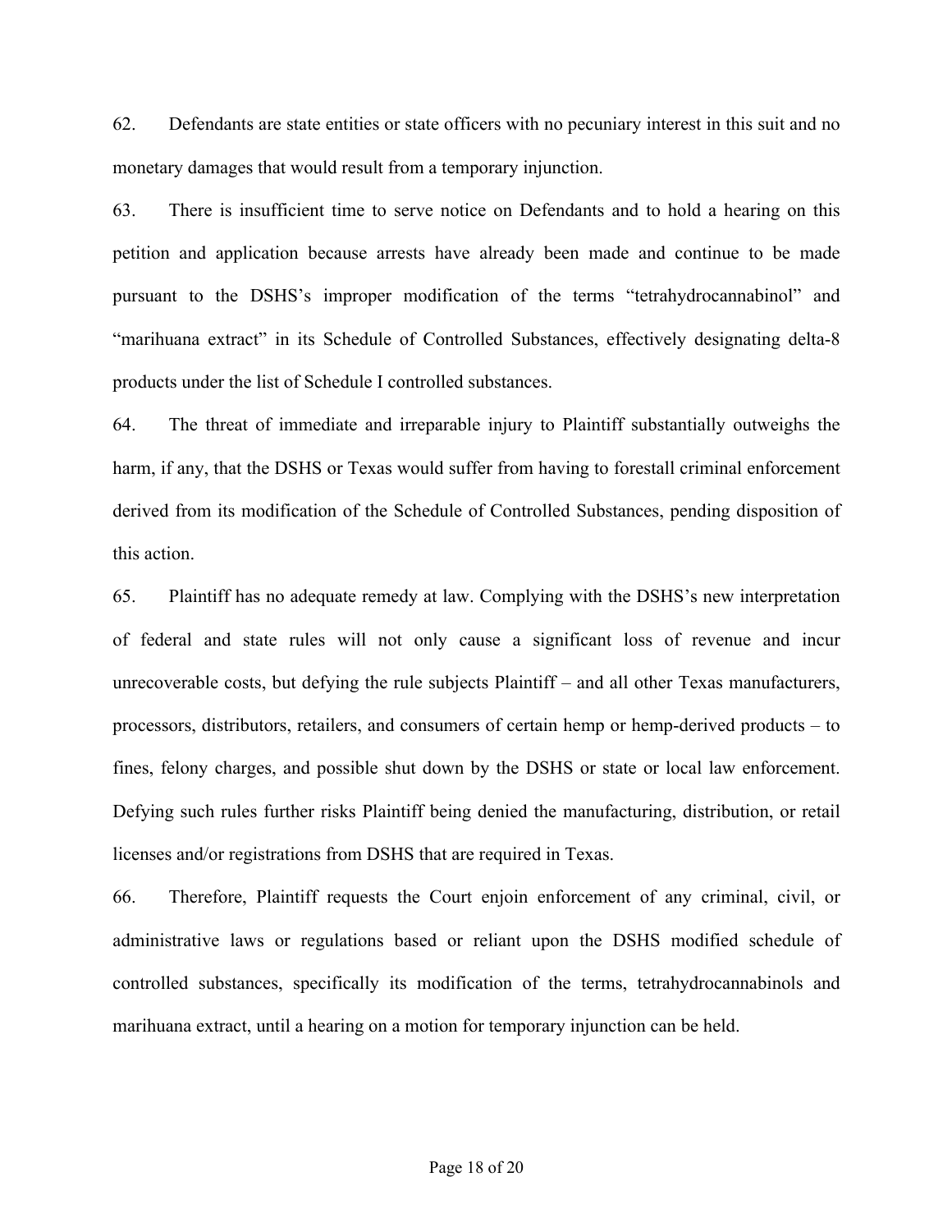62. Defendants are state entities or state officers with no pecuniary interest in this suit and no monetary damages that would result from a temporary injunction.

63. There is insufficient time to serve notice on Defendants and to hold a hearing on this petition and application because arrests have already been made and continue to be made pursuant to the DSHS's improper modification of the terms "tetrahydrocannabinol" and "marihuana extract" in its Schedule of Controlled Substances, effectively designating delta-8 products under the list of Schedule I controlled substances.

64. The threat of immediate and irreparable injury to Plaintiff substantially outweighs the harm, if any, that the DSHS or Texas would suffer from having to forestall criminal enforcement derived from its modification of the Schedule of Controlled Substances, pending disposition of this action.

65. Plaintiff has no adequate remedy at law. Complying with the DSHS's new interpretation of federal and state rules will not only cause a significant loss of revenue and incur unrecoverable costs, but defying the rule subjects Plaintiff – and all other Texas manufacturers, processors, distributors, retailers, and consumers of certain hemp or hemp-derived products – to fines, felony charges, and possible shut down by the DSHS or state or local law enforcement. Defying such rules further risks Plaintiff being denied the manufacturing, distribution, or retail licenses and/or registrations from DSHS that are required in Texas.

66. Therefore, Plaintiff requests the Court enjoin enforcement of any criminal, civil, or administrative laws or regulations based or reliant upon the DSHS modified schedule of controlled substances, specifically its modification of the terms, tetrahydrocannabinols and marihuana extract, until a hearing on a motion for temporary injunction can be held.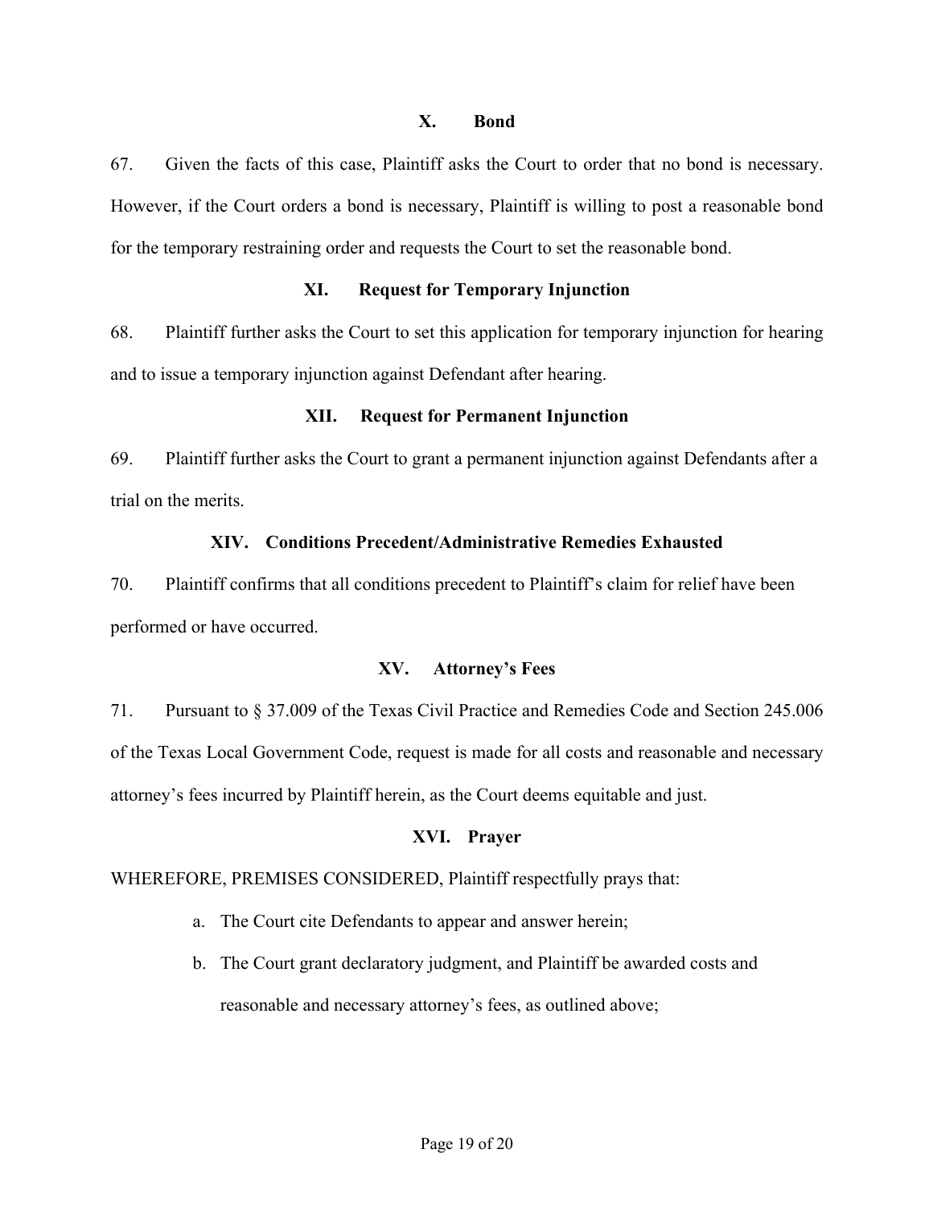## X. Bond

67. Given the facts of this case, Plaintiff asks the Court to order that no bond is necessary. However, if the Court orders a bond is necessary, Plaintiff is willing to post a reasonable bond for the temporary restraining order and requests the Court to set the reasonable bond.

## XI. Request for Temporary Injunction

68. Plaintiff further asks the Court to set this application for temporary injunction for hearing and to issue a temporary injunction against Defendant after hearing.

## XII. Request for Permanent Injunction

69. Plaintiff further asks the Court to grant a permanent injunction against Defendants after a trial on the merits.

## XIV. Conditions Precedent/Administrative Remedies Exhausted

70. Plaintiff confirms that all conditions precedent to Plaintiff's claim for relief have been performed or have occurred.

## XV. Attorney's Fees

71. Pursuant to § 37.009 of the Texas Civil Practice and Remedies Code and Section 245.006 of the Texas Local Government Code, request is made for all costs and reasonable and necessary attorney's fees incurred by Plaintiff herein, as the Court deems equitable and just.

## XVI. Prayer

WHEREFORE, PREMISES CONSIDERED, Plaintiff respectfully prays that:

a. The Court cite Defendants to appear and answer herein;

b. The Court grant declaratory judgment, and Plaintiff be awarded costs and reasonable and necessary attorney's fees, as outlined above;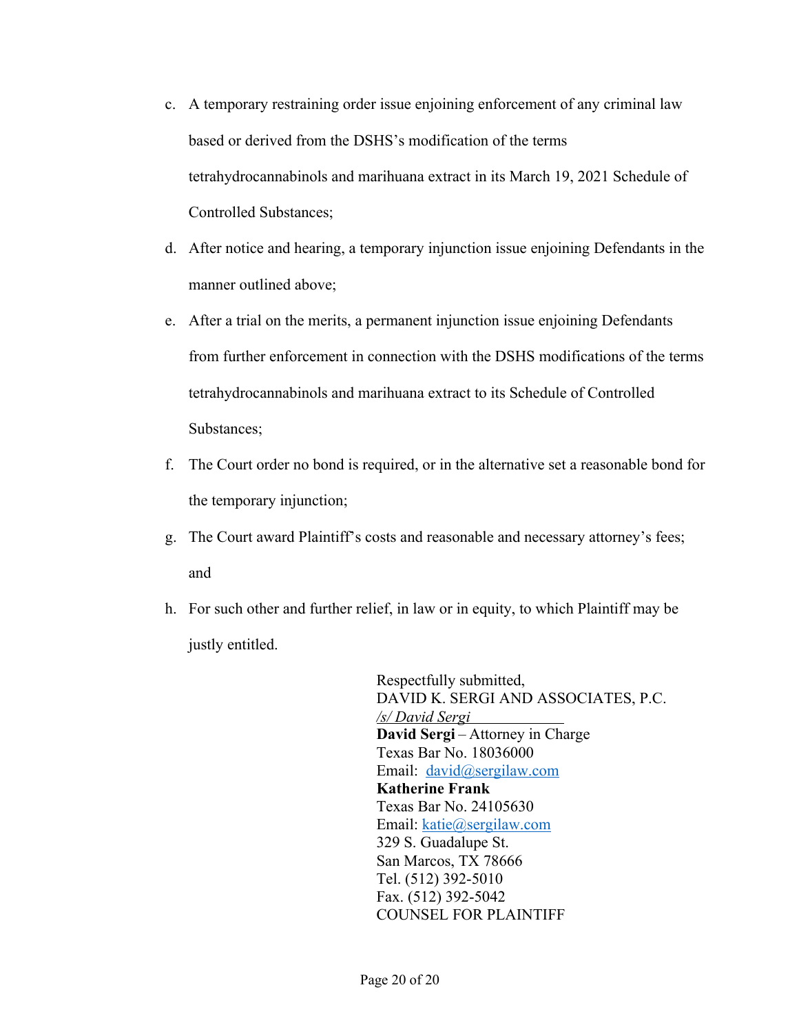c. A temporary restraining order issue enjoining enforcement of any criminal law based or derived from the DSHS's modification of the terms tetrahydrocannabinols and marihuana extract in its March 19, 2021 Schedule of Controlled Substances;

d. After notice and hearing, a temporary injunction issue enjoining Defendants in the manner outlined above;

e. After a trial on the merits, a permanent injunction issue enjoining Defendants from further enforcement in connection with the DSHS modifications of the terms tetrahydrocannabinols and marihuana extract to its Schedule of Controlled Substances;

f. The Court order no bond is required, or in the alternative set a reasonable bond for the temporary injunction;

g. The Court award Plaintiff's costs and reasonable and necessary attorney's fees; and

h. For such other and further relief, in law or in equity, to which Plaintiff may be justly entitled.

Respectfully submitted,
DAVID K. SERGI AND ASSOCIATES, P.C.
*/s/ David Sergi*
**David Sergi** – Attorney in Charge
Texas Bar No. 18036000
Email: david@sergilaw.com
**Katherine Frank**
Texas Bar No. 24105630
Email: katie@sergilaw.com
329 S. Guadalupe St.
San Marcos, TX 78666
Tel. (512) 392-5010
Fax. (512) 392-5042
COUNSEL FOR PLAINTIFF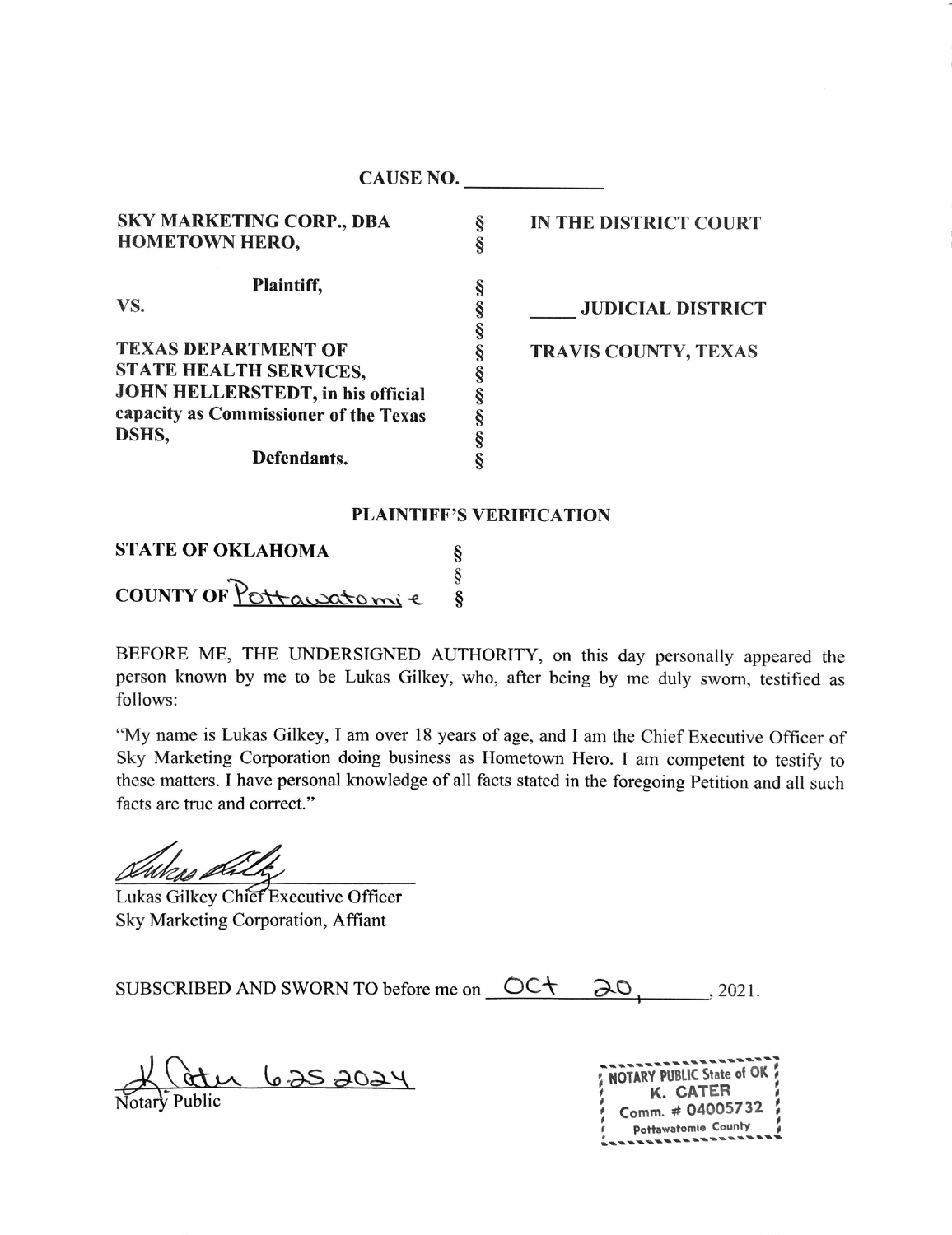**CAUSE NO. ______________**

| | | |
|---|---|---|
| **SKY MARKETING CORP., DBA HOMETOWN HERO,** | § | **IN THE DISTRICT COURT** |
| | § | |
| **Plaintiff,** | § | |
| **VS.** | § | **_____ JUDICIAL DISTRICT** |
| | § | |
| **TEXAS DEPARTMENT OF STATE HEALTH SERVICES, JOHN HELLERSTEDT, in his official capacity as Commissioner of the Texas DSHS,** | § | **TRAVIS COUNTY, TEXAS** |
| **Defendants.** | § | |

## PLAINTIFF'S VERIFICATION

| | |
|---|---|
| **STATE OF OKLAHOMA** | § |
| | § |
| **COUNTY OF** Pottawatomie | § |

BEFORE ME, THE UNDERSIGNED AUTHORITY, on this day personally appeared the person known by me to be Lukas Gilkey, who, after being by me duly sworn, testified as follows:

"My name is Lukas Gilkey, I am over 18 years of age, and I am the Chief Executive Officer of Sky Marketing Corporation doing business as Hometown Hero. I am competent to testify to these matters. I have personal knowledge of all facts stated in the foregoing Petition and all such facts are true and correct."

[Signature]
Lukas Gilkey Chief Executive Officer
Sky Marketing Corporation, Affiant

SUBSCRIBED AND SWORN TO before me on Oct 20, 2021.

K Cater 6.25 2024
Notary Public

NOTARY PUBLIC State of OK
K. CATER
Comm. # 04005732
Pottawatomie County